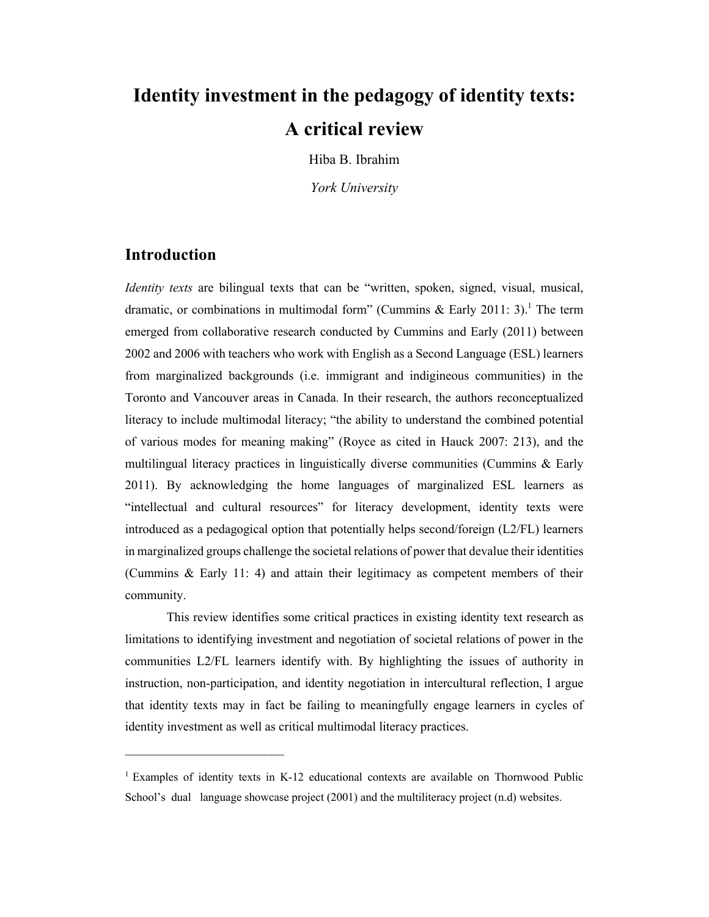# Identity investment in the pedagogy of identity texts: A critical review

Hiba B. Ibrahim

*York University*

## Introduction

*Identity texts* are bilingual texts that can be "written, spoken, signed, visual, musical, dramatic, or combinations in multimodal form" (Cummins & Early 2011: 3).[1] The term emerged from collaborative research conducted by Cummins and Early (2011) between 2002 and 2006 with teachers who work with English as a Second Language (ESL) learners from marginalized backgrounds (i.e. immigrant and indigineous communities) in the Toronto and Vancouver areas in Canada. In their research, the authors reconceptualized literacy to include multimodal literacy; "the ability to understand the combined potential of various modes for meaning making" (Royce as cited in Hauck 2007: 213), and the multilingual literacy practices in linguistically diverse communities (Cummins & Early 2011). By acknowledging the home languages of marginalized ESL learners as "intellectual and cultural resources" for literacy development, identity texts were introduced as a pedagogical option that potentially helps second/foreign (L2/FL) learners in marginalized groups challenge the societal relations of power that devalue their identities (Cummins & Early 11: 4) and attain their legitimacy as competent members of their community.

This review identifies some critical practices in existing identity text research as limitations to identifying investment and negotiation of societal relations of power in the communities L2/FL learners identify with. By highlighting the issues of authority in instruction, non-participation, and identity negotiation in intercultural reflection, I argue that identity texts may in fact be failing to meaningfully engage learners in cycles of identity investment as well as critical multimodal literacy practices.

---

[1] Examples of identity texts in K-12 educational contexts are available on Thornwood Public School's dual language showcase project (2001) and the multiliteracy project (n.d) websites.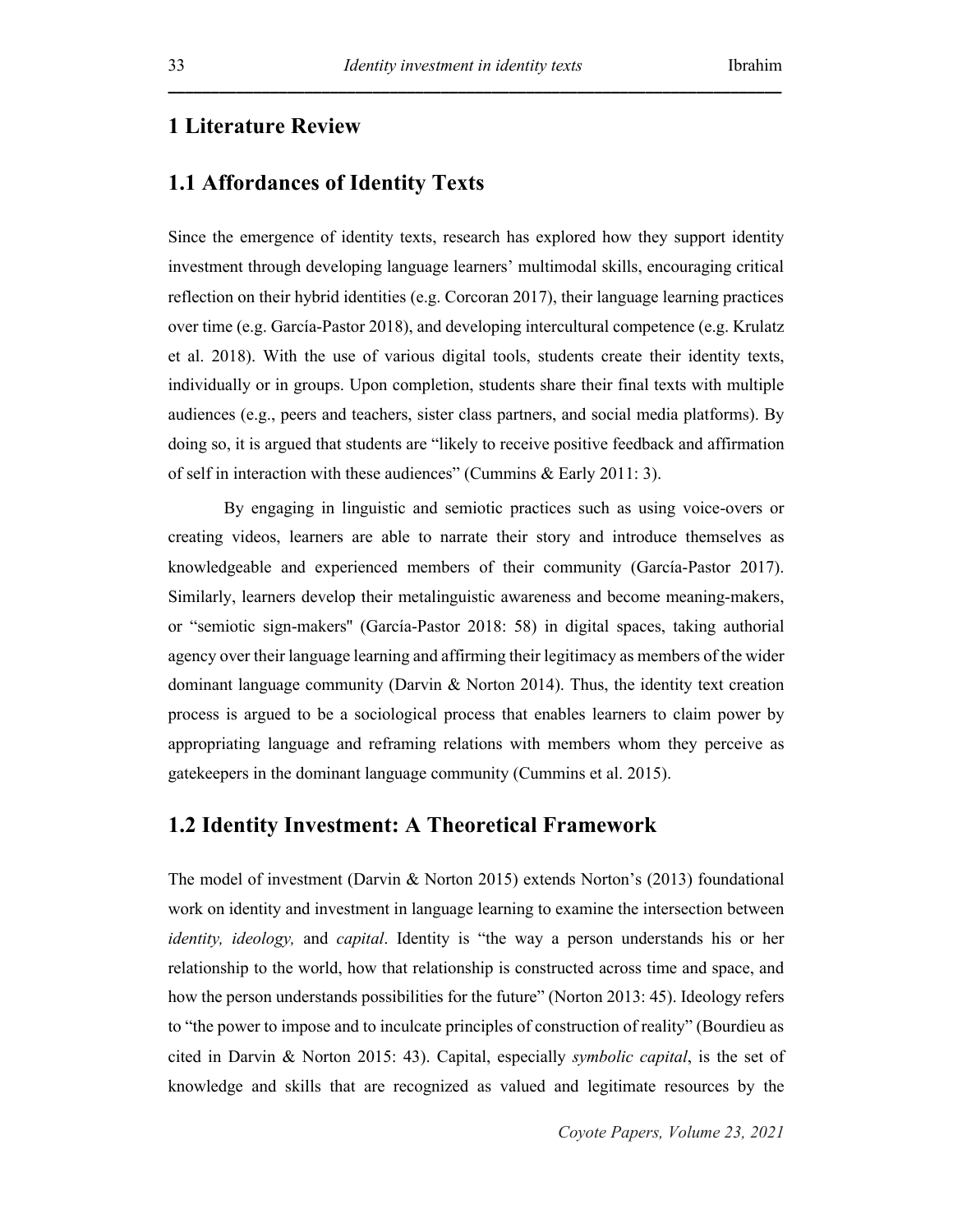# 1 Literature Review

## 1.1 Affordances of Identity Texts

Since the emergence of identity texts, research has explored how they support identity investment through developing language learners' multimodal skills, encouraging critical reflection on their hybrid identities (e.g. Corcoran 2017), their language learning practices over time (e.g. García-Pastor 2018), and developing intercultural competence (e.g. Krulatz et al. 2018). With the use of various digital tools, students create their identity texts, individually or in groups. Upon completion, students share their final texts with multiple audiences (e.g., peers and teachers, sister class partners, and social media platforms). By doing so, it is argued that students are "likely to receive positive feedback and affirmation of self in interaction with these audiences" (Cummins & Early 2011: 3).

By engaging in linguistic and semiotic practices such as using voice-overs or creating videos, learners are able to narrate their story and introduce themselves as knowledgeable and experienced members of their community (García-Pastor 2017). Similarly, learners develop their metalinguistic awareness and become meaning-makers, or "semiotic sign-makers" (García-Pastor 2018: 58) in digital spaces, taking authorial agency over their language learning and affirming their legitimacy as members of the wider dominant language community (Darvin & Norton 2014). Thus, the identity text creation process is argued to be a sociological process that enables learners to claim power by appropriating language and reframing relations with members whom they perceive as gatekeepers in the dominant language community (Cummins et al. 2015).

## 1.2 Identity Investment: A Theoretical Framework

The model of investment (Darvin & Norton 2015) extends Norton's (2013) foundational work on identity and investment in language learning to examine the intersection between *identity, ideology,* and *capital*. Identity is "the way a person understands his or her relationship to the world, how that relationship is constructed across time and space, and how the person understands possibilities for the future" (Norton 2013: 45). Ideology refers to "the power to impose and to inculcate principles of construction of reality" (Bourdieu as cited in Darvin & Norton 2015: 43). Capital, especially *symbolic capital*, is the set of knowledge and skills that are recognized as valued and legitimate resources by the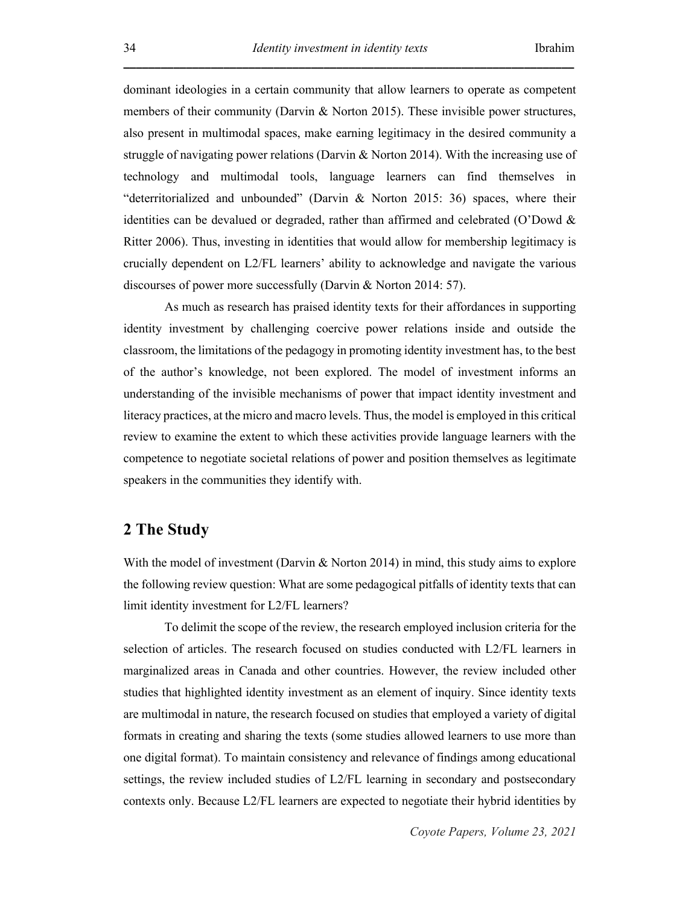dominant ideologies in a certain community that allow learners to operate as competent members of their community (Darvin & Norton 2015). These invisible power structures, also present in multimodal spaces, make earning legitimacy in the desired community a struggle of navigating power relations (Darvin & Norton 2014). With the increasing use of technology and multimodal tools, language learners can find themselves in "deterritorialized and unbounded" (Darvin & Norton 2015: 36) spaces, where their identities can be devalued or degraded, rather than affirmed and celebrated (O'Dowd & Ritter 2006). Thus, investing in identities that would allow for membership legitimacy is crucially dependent on L2/FL learners' ability to acknowledge and navigate the various discourses of power more successfully (Darvin & Norton 2014: 57).

As much as research has praised identity texts for their affordances in supporting identity investment by challenging coercive power relations inside and outside the classroom, the limitations of the pedagogy in promoting identity investment has, to the best of the author's knowledge, not been explored. The model of investment informs an understanding of the invisible mechanisms of power that impact identity investment and literacy practices, at the micro and macro levels. Thus, the model is employed in this critical review to examine the extent to which these activities provide language learners with the competence to negotiate societal relations of power and position themselves as legitimate speakers in the communities they identify with.

## 2 The Study

With the model of investment (Darvin & Norton 2014) in mind, this study aims to explore the following review question: What are some pedagogical pitfalls of identity texts that can limit identity investment for L2/FL learners?

To delimit the scope of the review, the research employed inclusion criteria for the selection of articles. The research focused on studies conducted with L2/FL learners in marginalized areas in Canada and other countries. However, the review included other studies that highlighted identity investment as an element of inquiry. Since identity texts are multimodal in nature, the research focused on studies that employed a variety of digital formats in creating and sharing the texts (some studies allowed learners to use more than one digital format). To maintain consistency and relevance of findings among educational settings, the review included studies of L2/FL learning in secondary and postsecondary contexts only. Because L2/FL learners are expected to negotiate their hybrid identities by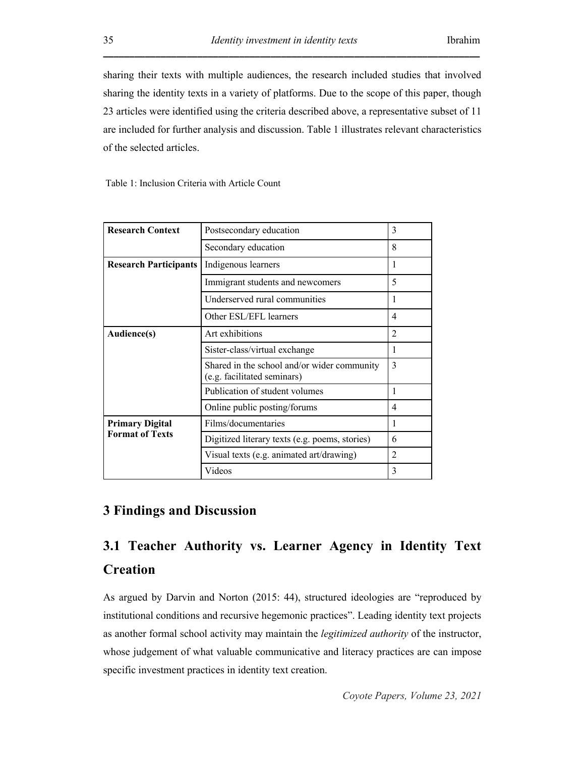sharing their texts with multiple audiences, the research included studies that involved sharing the identity texts in a variety of platforms. Due to the scope of this paper, though 23 articles were identified using the criteria described above, a representative subset of 11 are included for further analysis and discussion. Table 1 illustrates relevant characteristics of the selected articles.

Table 1: Inclusion Criteria with Article Count

| | | |
|---|---|---|
| **Research Context** | Postsecondary education | 3 |
| | Secondary education | 8 |
| **Research Participants** | Indigenous learners | 1 |
| | Immigrant students and newcomers | 5 |
| | Underserved rural communities | 1 |
| | Other ESL/EFL learners | 4 |
| **Audience(s)** | Art exhibitions | 2 |
| | Sister-class/virtual exchange | 1 |
| | Shared in the school and/or wider community (e.g. facilitated seminars) | 3 |
| | Publication of student volumes | 1 |
| | Online public posting/forums | 4 |
| **Primary Digital Format of Texts** | Films/documentaries | 1 |
| | Digitized literary texts (e.g. poems, stories) | 6 |
| | Visual texts (e.g. animated art/drawing) | 2 |
| | Videos | 3 |

# 3 Findings and Discussion

## 3.1 Teacher Authority vs. Learner Agency in Identity Text Creation

As argued by Darvin and Norton (2015: 44), structured ideologies are "reproduced by institutional conditions and recursive hegemonic practices". Leading identity text projects as another formal school activity may maintain the *legitimized authority* of the instructor, whose judgement of what valuable communicative and literacy practices are can impose specific investment practices in identity text creation.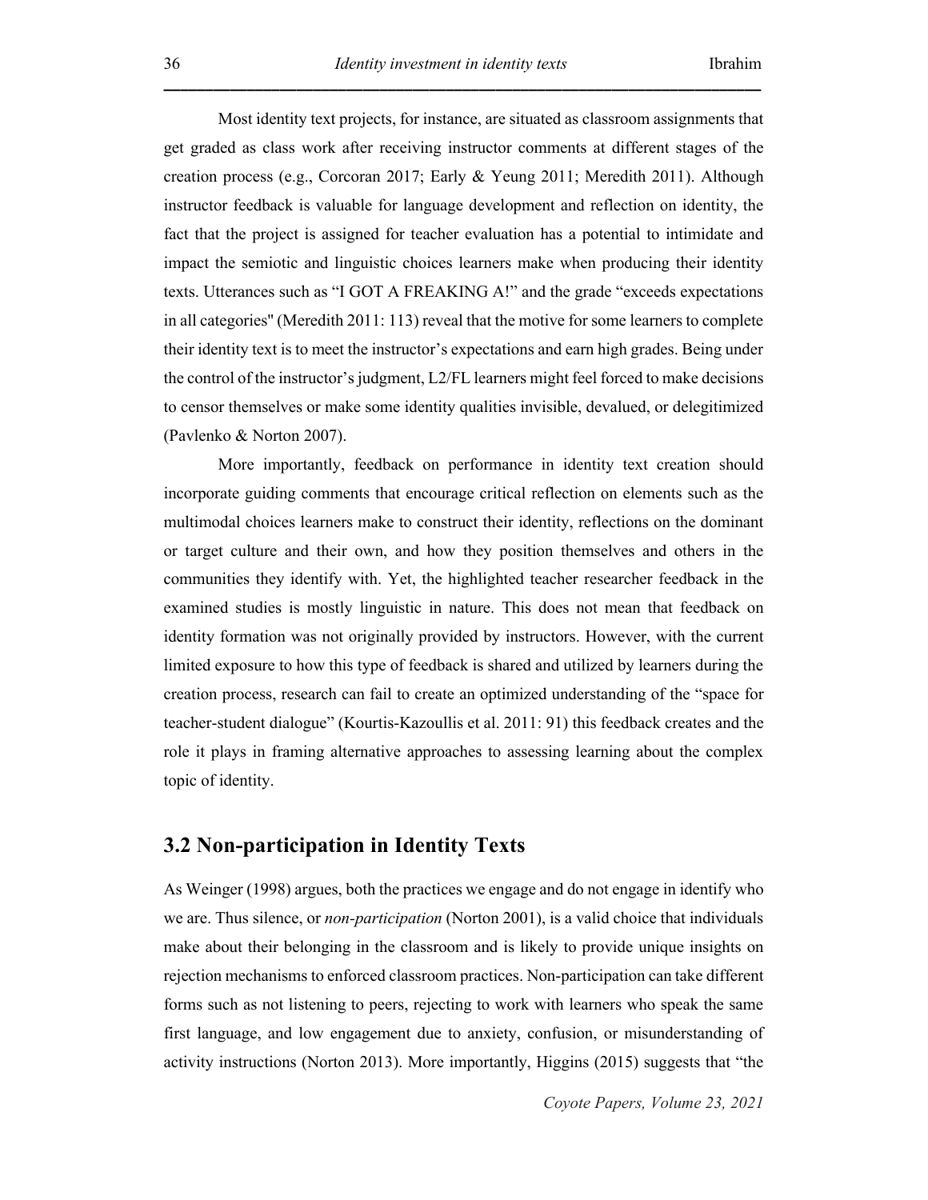Most identity text projects, for instance, are situated as classroom assignments that get graded as class work after receiving instructor comments at different stages of the creation process (e.g., Corcoran 2017; Early & Yeung 2011; Meredith 2011). Although instructor feedback is valuable for language development and reflection on identity, the fact that the project is assigned for teacher evaluation has a potential to intimidate and impact the semiotic and linguistic choices learners make when producing their identity texts. Utterances such as "I GOT A FREAKING A!" and the grade "exceeds expectations in all categories" (Meredith 2011: 113) reveal that the motive for some learners to complete their identity text is to meet the instructor's expectations and earn high grades. Being under the control of the instructor's judgment, L2/FL learners might feel forced to make decisions to censor themselves or make some identity qualities invisible, devalued, or delegitimized (Pavlenko & Norton 2007).

More importantly, feedback on performance in identity text creation should incorporate guiding comments that encourage critical reflection on elements such as the multimodal choices learners make to construct their identity, reflections on the dominant or target culture and their own, and how they position themselves and others in the communities they identify with. Yet, the highlighted teacher researcher feedback in the examined studies is mostly linguistic in nature. This does not mean that feedback on identity formation was not originally provided by instructors. However, with the current limited exposure to how this type of feedback is shared and utilized by learners during the creation process, research can fail to create an optimized understanding of the "space for teacher-student dialogue" (Kourtis-Kazoullis et al. 2011: 91) this feedback creates and the role it plays in framing alternative approaches to assessing learning about the complex topic of identity.

## 3.2 Non-participation in Identity Texts

As Weinger (1998) argues, both the practices we engage and do not engage in identify who we are. Thus silence, or *non-participation* (Norton 2001), is a valid choice that individuals make about their belonging in the classroom and is likely to provide unique insights on rejection mechanisms to enforced classroom practices. Non-participation can take different forms such as not listening to peers, rejecting to work with learners who speak the same first language, and low engagement due to anxiety, confusion, or misunderstanding of activity instructions (Norton 2013). More importantly, Higgins (2015) suggests that "the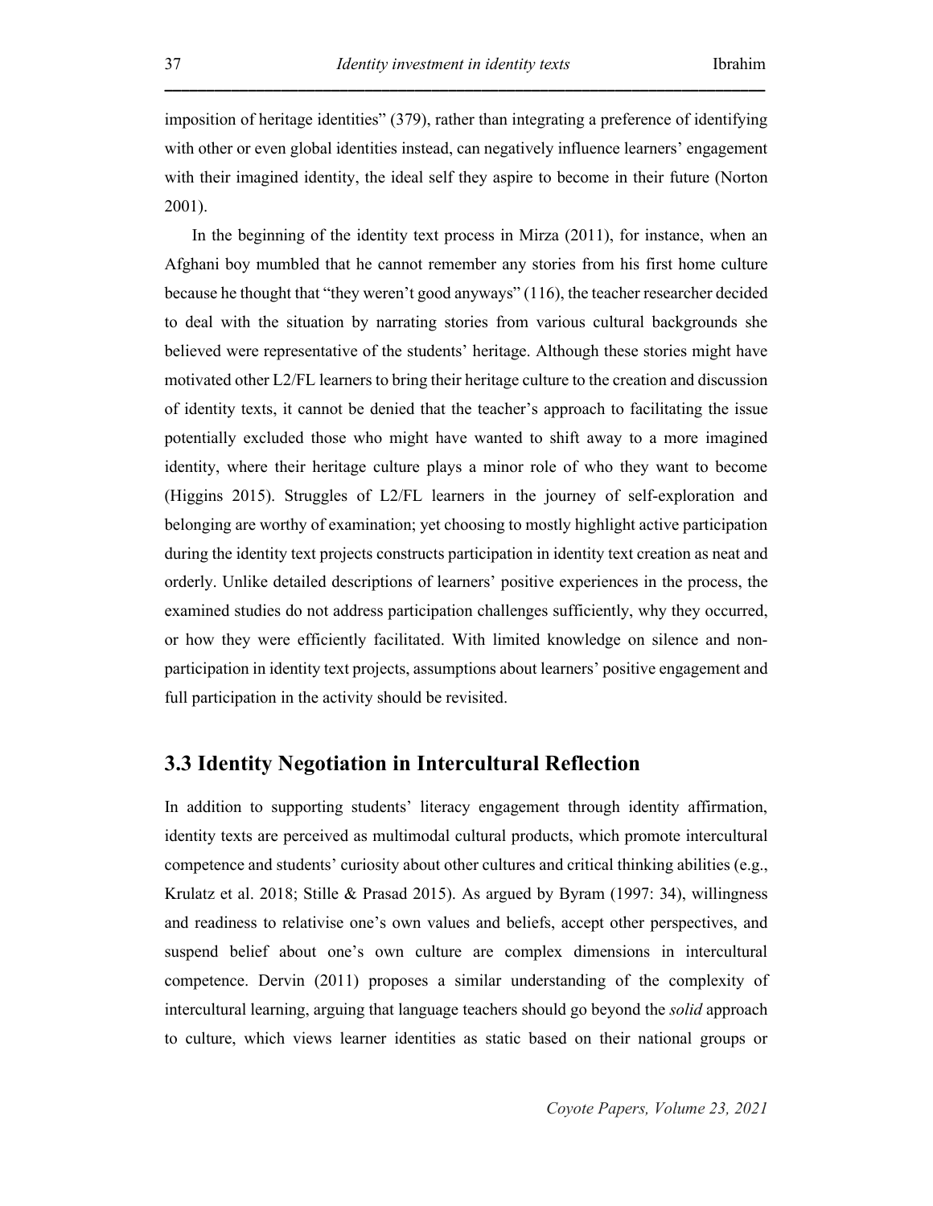imposition of heritage identities" (379), rather than integrating a preference of identifying with other or even global identities instead, can negatively influence learners' engagement with their imagined identity, the ideal self they aspire to become in their future (Norton 2001).

In the beginning of the identity text process in Mirza (2011), for instance, when an Afghani boy mumbled that he cannot remember any stories from his first home culture because he thought that "they weren't good anyways" (116), the teacher researcher decided to deal with the situation by narrating stories from various cultural backgrounds she believed were representative of the students' heritage. Although these stories might have motivated other L2/FL learners to bring their heritage culture to the creation and discussion of identity texts, it cannot be denied that the teacher's approach to facilitating the issue potentially excluded those who might have wanted to shift away to a more imagined identity, where their heritage culture plays a minor role of who they want to become (Higgins 2015). Struggles of L2/FL learners in the journey of self-exploration and belonging are worthy of examination; yet choosing to mostly highlight active participation during the identity text projects constructs participation in identity text creation as neat and orderly. Unlike detailed descriptions of learners' positive experiences in the process, the examined studies do not address participation challenges sufficiently, why they occurred, or how they were efficiently facilitated. With limited knowledge on silence and non-participation in identity text projects, assumptions about learners' positive engagement and full participation in the activity should be revisited.

## 3.3 Identity Negotiation in Intercultural Reflection

In addition to supporting students' literacy engagement through identity affirmation, identity texts are perceived as multimodal cultural products, which promote intercultural competence and students' curiosity about other cultures and critical thinking abilities (e.g., Krulatz et al. 2018; Stille & Prasad 2015). As argued by Byram (1997: 34), willingness and readiness to relativise one's own values and beliefs, accept other perspectives, and suspend belief about one's own culture are complex dimensions in intercultural competence. Dervin (2011) proposes a similar understanding of the complexity of intercultural learning, arguing that language teachers should go beyond the *solid* approach to culture, which views learner identities as static based on their national groups or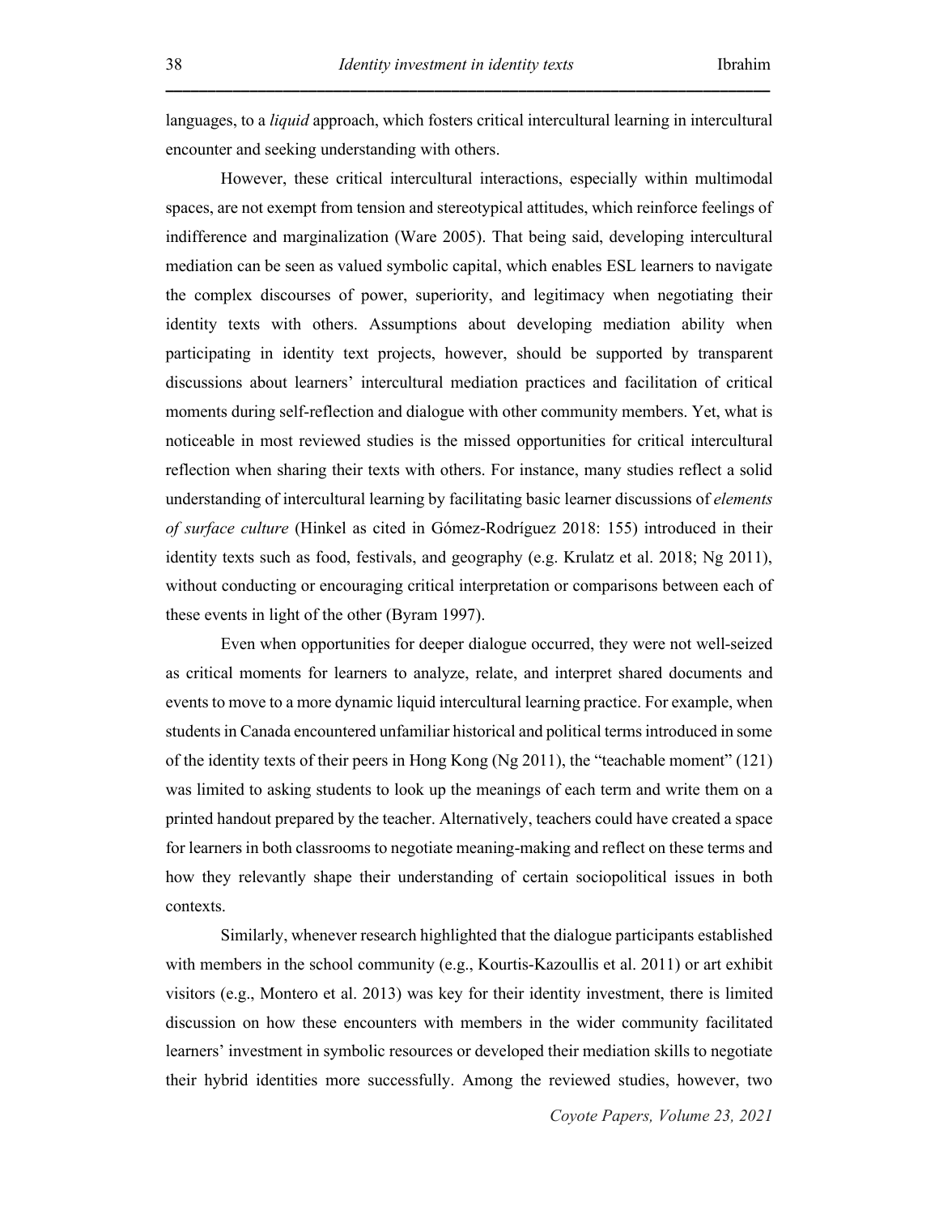languages, to a *liquid* approach, which fosters critical intercultural learning in intercultural encounter and seeking understanding with others.

However, these critical intercultural interactions, especially within multimodal spaces, are not exempt from tension and stereotypical attitudes, which reinforce feelings of indifference and marginalization (Ware 2005). That being said, developing intercultural mediation can be seen as valued symbolic capital, which enables ESL learners to navigate the complex discourses of power, superiority, and legitimacy when negotiating their identity texts with others. Assumptions about developing mediation ability when participating in identity text projects, however, should be supported by transparent discussions about learners' intercultural mediation practices and facilitation of critical moments during self-reflection and dialogue with other community members. Yet, what is noticeable in most reviewed studies is the missed opportunities for critical intercultural reflection when sharing their texts with others. For instance, many studies reflect a solid understanding of intercultural learning by facilitating basic learner discussions of *elements of surface culture* (Hinkel as cited in Gómez-Rodríguez 2018: 155) introduced in their identity texts such as food, festivals, and geography (e.g. Krulatz et al. 2018; Ng 2011), without conducting or encouraging critical interpretation or comparisons between each of these events in light of the other (Byram 1997).

Even when opportunities for deeper dialogue occurred, they were not well-seized as critical moments for learners to analyze, relate, and interpret shared documents and events to move to a more dynamic liquid intercultural learning practice. For example, when students in Canada encountered unfamiliar historical and political terms introduced in some of the identity texts of their peers in Hong Kong (Ng 2011), the "teachable moment" (121) was limited to asking students to look up the meanings of each term and write them on a printed handout prepared by the teacher. Alternatively, teachers could have created a space for learners in both classrooms to negotiate meaning-making and reflect on these terms and how they relevantly shape their understanding of certain sociopolitical issues in both contexts.

Similarly, whenever research highlighted that the dialogue participants established with members in the school community (e.g., Kourtis-Kazoullis et al. 2011) or art exhibit visitors (e.g., Montero et al. 2013) was key for their identity investment, there is limited discussion on how these encounters with members in the wider community facilitated learners' investment in symbolic resources or developed their mediation skills to negotiate their hybrid identities more successfully. Among the reviewed studies, however, two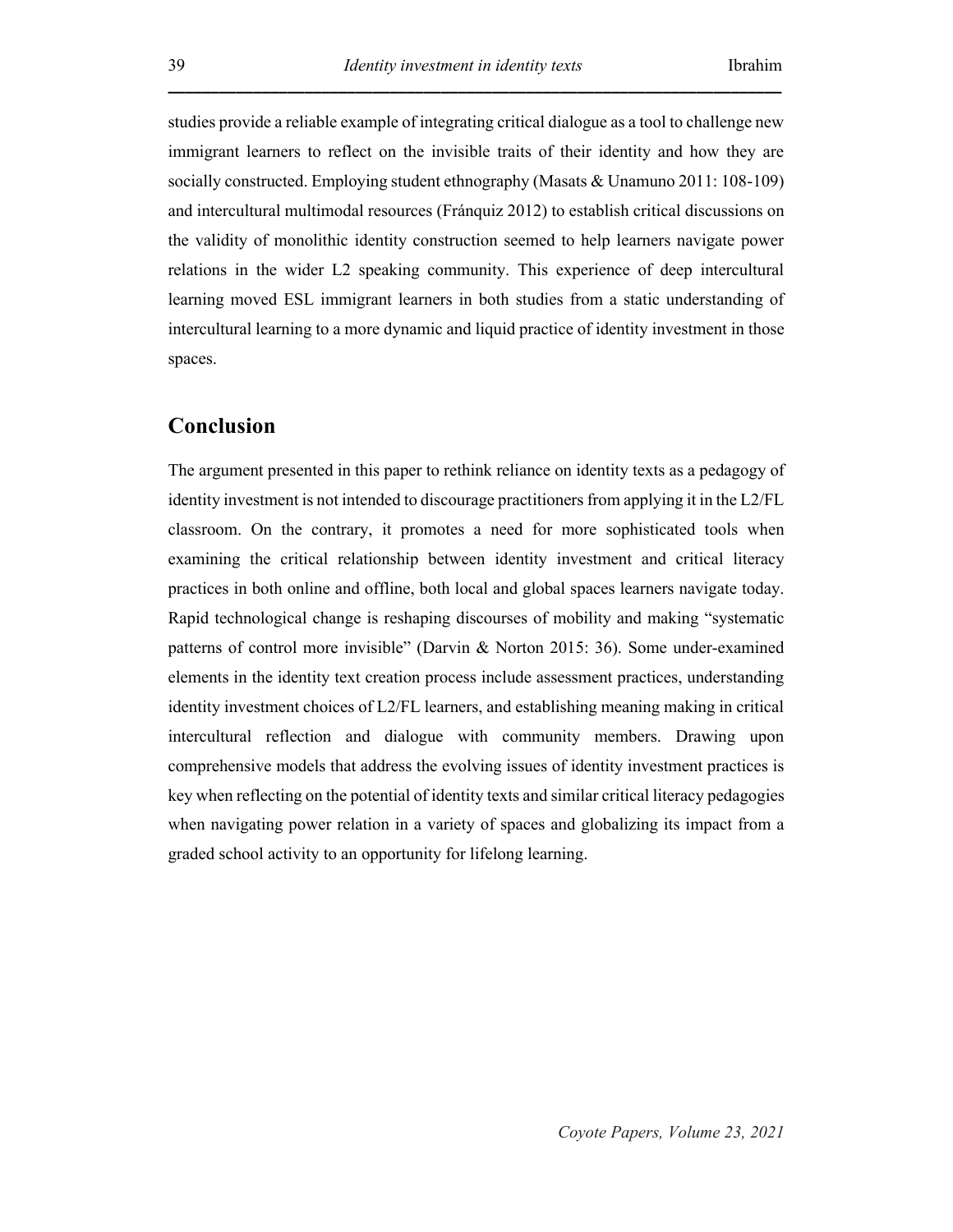studies provide a reliable example of integrating critical dialogue as a tool to challenge new immigrant learners to reflect on the invisible traits of their identity and how they are socially constructed. Employing student ethnography (Masats & Unamuno 2011: 108-109) and intercultural multimodal resources (Fránquiz 2012) to establish critical discussions on the validity of monolithic identity construction seemed to help learners navigate power relations in the wider L2 speaking community. This experience of deep intercultural learning moved ESL immigrant learners in both studies from a static understanding of intercultural learning to a more dynamic and liquid practice of identity investment in those spaces.

## Conclusion

The argument presented in this paper to rethink reliance on identity texts as a pedagogy of identity investment is not intended to discourage practitioners from applying it in the L2/FL classroom. On the contrary, it promotes a need for more sophisticated tools when examining the critical relationship between identity investment and critical literacy practices in both online and offline, both local and global spaces learners navigate today. Rapid technological change is reshaping discourses of mobility and making "systematic patterns of control more invisible" (Darvin & Norton 2015: 36). Some under-examined elements in the identity text creation process include assessment practices, understanding identity investment choices of L2/FL learners, and establishing meaning making in critical intercultural reflection and dialogue with community members. Drawing upon comprehensive models that address the evolving issues of identity investment practices is key when reflecting on the potential of identity texts and similar critical literacy pedagogies when navigating power relation in a variety of spaces and globalizing its impact from a graded school activity to an opportunity for lifelong learning.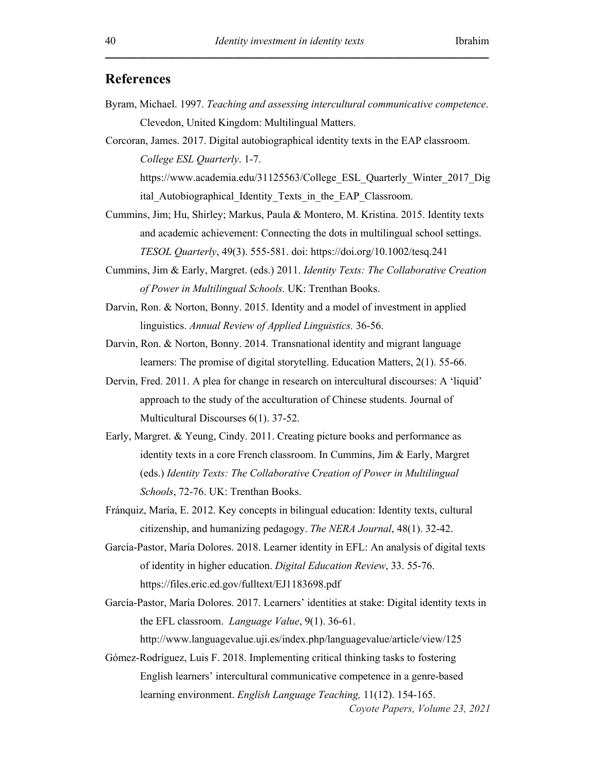## References

Byram, Michael. 1997. *Teaching and assessing intercultural communicative competence*. Clevedon, United Kingdom: Multilingual Matters.

Corcoran, James. 2017. Digital autobiographical identity texts in the EAP classroom. *College ESL Quarterly*. 1-7. https://www.academia.edu/31125563/College_ESL_Quarterly_Winter_2017_Digital_Autobiographical_Identity_Texts_in_the_EAP_Classroom.

Cummins, Jim; Hu, Shirley; Markus, Paula & Montero, M. Kristina. 2015. Identity texts and academic achievement: Connecting the dots in multilingual school settings. *TESOL Quarterly*, 49(3). 555-581. doi: https://doi.org/10.1002/tesq.241

Cummins, Jim & Early, Margret. (eds.) 2011. *Identity Texts: The Collaborative Creation of Power in Multilingual Schools*. UK: Trenthan Books.

Darvin, Ron. & Norton, Bonny. 2015. Identity and a model of investment in applied linguistics. *Annual Review of Applied Linguistics.* 36-56.

Darvin, Ron. & Norton, Bonny. 2014. Transnational identity and migrant language learners: The promise of digital storytelling. Education Matters, 2(1). 55-66.

Dervin, Fred. 2011. A plea for change in research on intercultural discourses: A 'liquid' approach to the study of the acculturation of Chinese students. Journal of Multicultural Discourses 6(1). 37-52.

Early, Margret. & Yeung, Cindy. 2011. Creating picture books and performance as identity texts in a core French classroom. In Cummins, Jim & Early, Margret (eds.) *Identity Texts: The Collaborative Creation of Power in Multilingual Schools*, 72-76. UK: Trenthan Books.

Fránquiz, María, E. 2012. Key concepts in bilingual education: Identity texts, cultural citizenship, and humanizing pedagogy. *The NERA Journal*, 48(1). 32-42.

García-Pastor, María Dolores. 2018. Learner identity in EFL: An analysis of digital texts of identity in higher education. *Digital Education Review*, 33. 55-76. https://files.eric.ed.gov/fulltext/EJ1183698.pdf

García-Pastor, María Dolores. 2017. Learners' identities at stake: Digital identity texts in the EFL classroom. *Language Value*, 9(1). 36-61. http://www.languagevalue.uji.es/index.php/languagevalue/article/view/125

Gómez-Rodríguez, Luis F. 2018. Implementing critical thinking tasks to fostering English learners' intercultural communicative competence in a genre-based learning environment. *English Language Teaching,* 11(12). 154-165.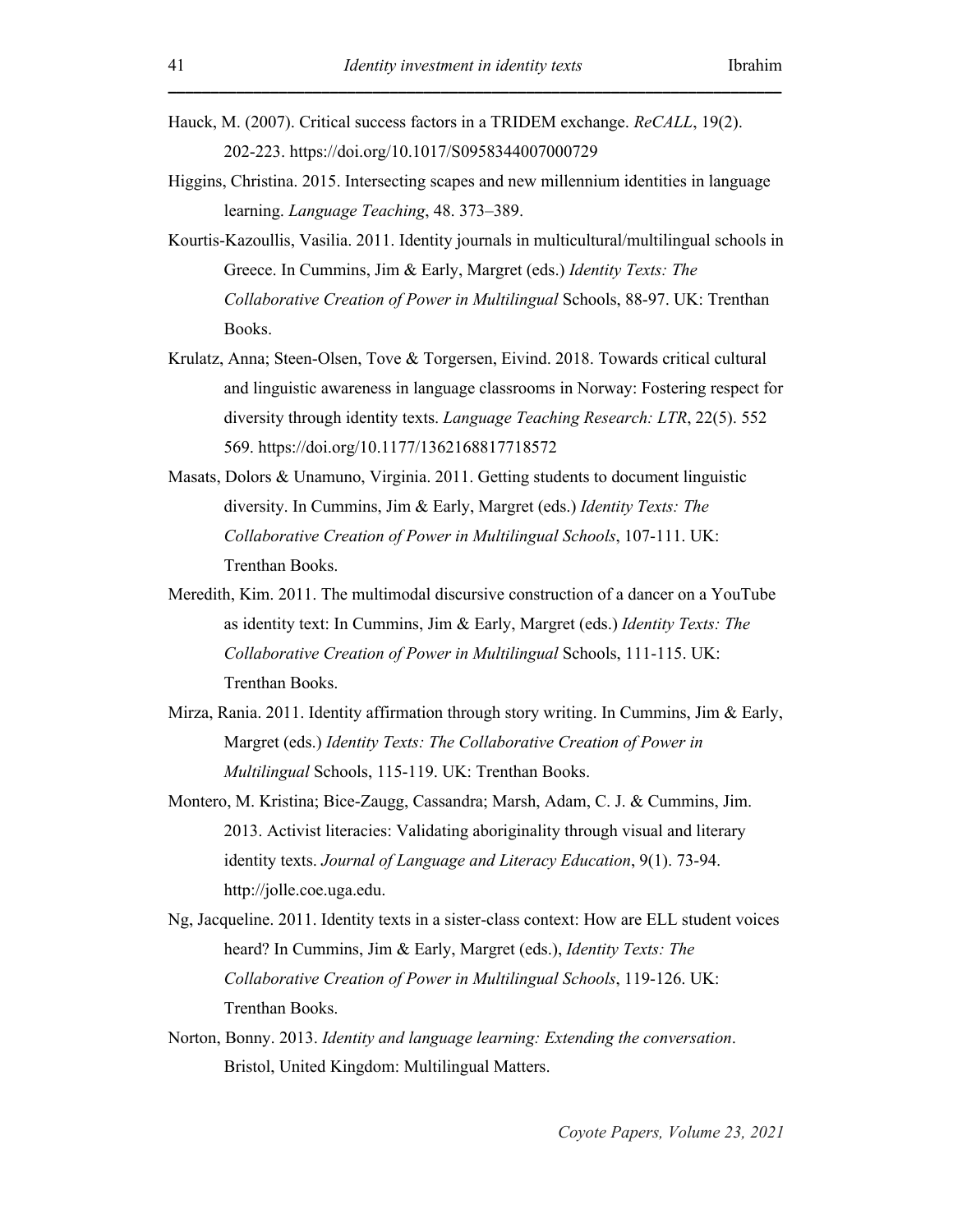Hauck, M. (2007). Critical success factors in a TRIDEM exchange. *ReCALL*, 19(2). 202-223. https://doi.org/10.1017/S0958344007000729

Higgins, Christina. 2015. Intersecting scapes and new millennium identities in language learning. *Language Teaching*, 48. 373–389.

Kourtis-Kazoullis, Vasilia. 2011. Identity journals in multicultural/multilingual schools in Greece. In Cummins, Jim & Early, Margret (eds.) *Identity Texts: The Collaborative Creation of Power in Multilingual* Schools, 88-97. UK: Trenthan Books.

Krulatz, Anna; Steen-Olsen, Tove & Torgersen, Eivind. 2018. Towards critical cultural and linguistic awareness in language classrooms in Norway: Fostering respect for diversity through identity texts. *Language Teaching Research: LTR*, 22(5). 552 569. https://doi.org/10.1177/1362168817718572

Masats, Dolors & Unamuno, Virginia. 2011. Getting students to document linguistic diversity. In Cummins, Jim & Early, Margret (eds.) *Identity Texts: The Collaborative Creation of Power in Multilingual Schools*, 107-111. UK: Trenthan Books.

Meredith, Kim. 2011. The multimodal discursive construction of a dancer on a YouTube as identity text: In Cummins, Jim & Early, Margret (eds.) *Identity Texts: The Collaborative Creation of Power in Multilingual* Schools, 111-115. UK: Trenthan Books.

Mirza, Rania. 2011. Identity affirmation through story writing. In Cummins, Jim & Early, Margret (eds.) *Identity Texts: The Collaborative Creation of Power in Multilingual* Schools, 115-119. UK: Trenthan Books.

Montero, M. Kristina; Bice-Zaugg, Cassandra; Marsh, Adam, C. J. & Cummins, Jim. 2013. Activist literacies: Validating aboriginality through visual and literary identity texts. *Journal of Language and Literacy Education*, 9(1). 73-94. http://jolle.coe.uga.edu.

Ng, Jacqueline. 2011. Identity texts in a sister-class context: How are ELL student voices heard? In Cummins, Jim & Early, Margret (eds.), *Identity Texts: The Collaborative Creation of Power in Multilingual Schools*, 119-126. UK: Trenthan Books.

Norton, Bonny. 2013. *Identity and language learning: Extending the conversation*. Bristol, United Kingdom: Multilingual Matters.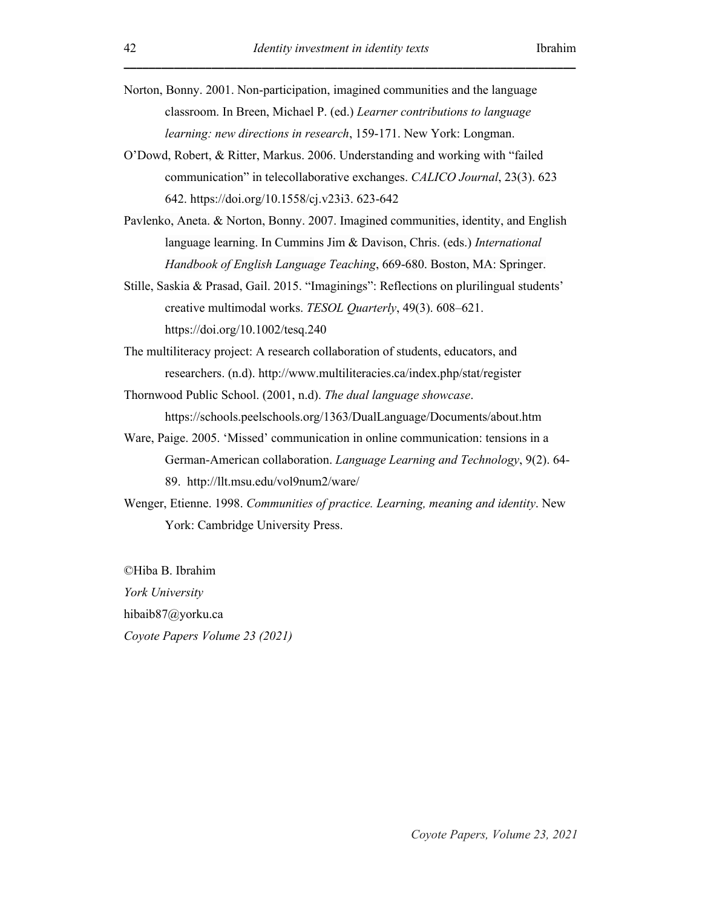Norton, Bonny. 2001. Non-participation, imagined communities and the language classroom. In Breen, Michael P. (ed.) *Learner contributions to language learning: new directions in research*, 159-171. New York: Longman.

O'Dowd, Robert, & Ritter, Markus. 2006. Understanding and working with "failed communication" in telecollaborative exchanges. *CALICO Journal*, 23(3). 623 642. https://doi.org/10.1558/cj.v23i3. 623-642

Pavlenko, Aneta. & Norton, Bonny. 2007. Imagined communities, identity, and English language learning. In Cummins Jim & Davison, Chris. (eds.) *International Handbook of English Language Teaching*, 669-680. Boston, MA: Springer.

Stille, Saskia & Prasad, Gail. 2015. "Imaginings": Reflections on plurilingual students' creative multimodal works. *TESOL Quarterly*, 49(3). 608–621. https://doi.org/10.1002/tesq.240

The multiliteracy project: A research collaboration of students, educators, and researchers. (n.d). http://www.multiliteracies.ca/index.php/stat/register

Thornwood Public School. (2001, n.d). *The dual language showcase*. https://schools.peelschools.org/1363/DualLanguage/Documents/about.htm

Ware, Paige. 2005. 'Missed' communication in online communication: tensions in a German-American collaboration. *Language Learning and Technology*, 9(2). 64-89. http://llt.msu.edu/vol9num2/ware/

Wenger, Etienne. 1998. *Communities of practice. Learning, meaning and identity*. New York: Cambridge University Press.

©Hiba B. Ibrahim
*York University*
hibaib87@yorku.ca
*Coyote Papers Volume 23 (2021)*